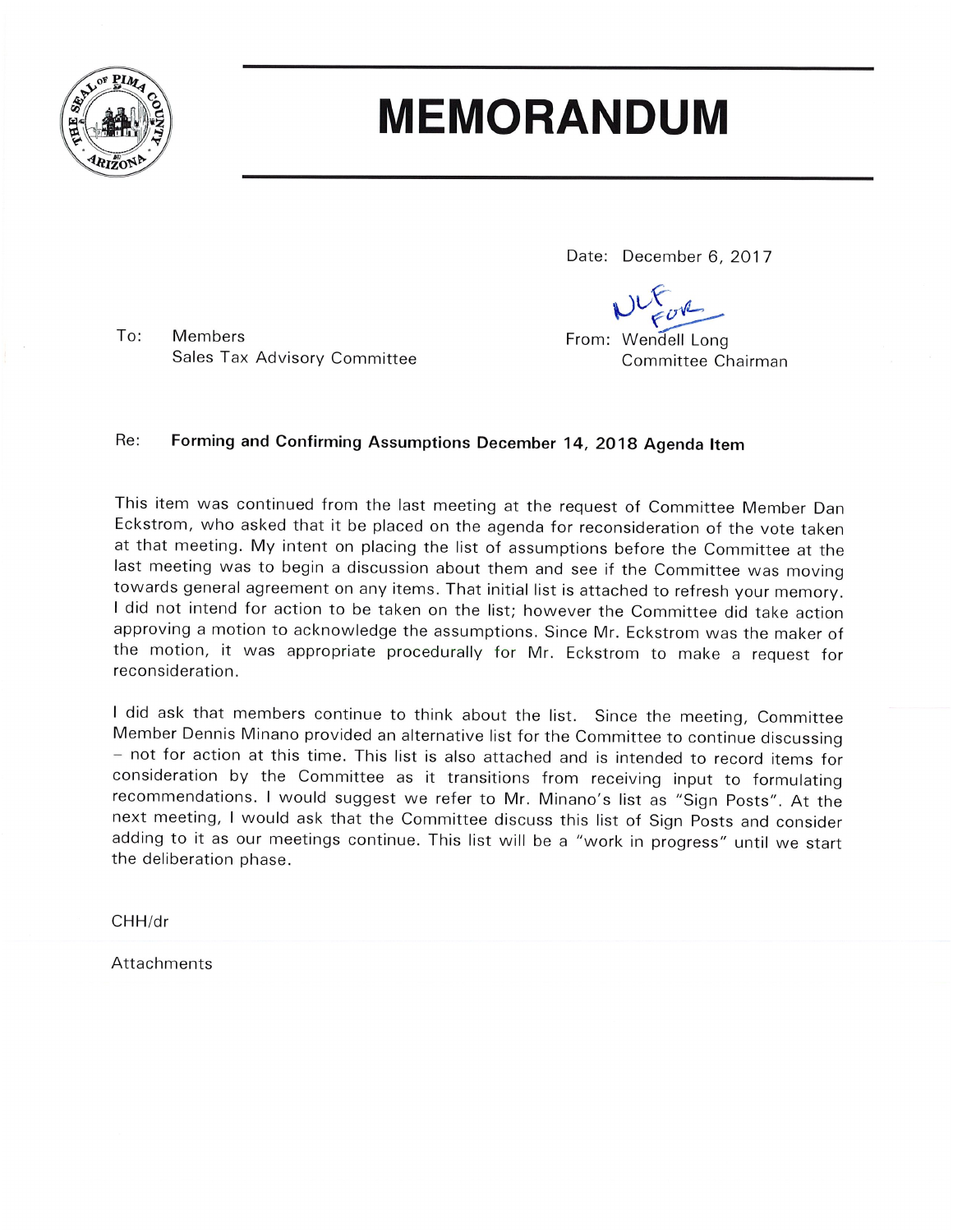# MEMORANDUM

Date: December 6, 2017

To: Members
Sales Tax Advisory Committee

From: Wendell Long
Committee Chairman

Re: **Forming and Confirming Assumptions December 14, 2018 Agenda Item**

This item was continued from the last meeting at the request of Committee Member Dan Eckstrom, who asked that it be placed on the agenda for reconsideration of the vote taken at that meeting. My intent on placing the list of assumptions before the Committee at the last meeting was to begin a discussion about them and see if the Committee was moving towards general agreement on any items. That initial list is attached to refresh your memory. I did not intend for action to be taken on the list; however the Committee did take action approving a motion to acknowledge the assumptions. Since Mr. Eckstrom was the maker of the motion, it was appropriate procedurally for Mr. Eckstrom to make a request for reconsideration.

I did ask that members continue to think about the list. Since the meeting, Committee Member Dennis Minano provided an alternative list for the Committee to continue discussing – not for action at this time. This list is also attached and is intended to record items for consideration by the Committee as it transitions from receiving input to formulating recommendations. I would suggest we refer to Mr. Minano's list as "Sign Posts". At the next meeting, I would ask that the Committee discuss this list of Sign Posts and consider adding to it as our meetings continue. This list will be a "work in progress" until we start the deliberation phase.

CHH/dr

Attachments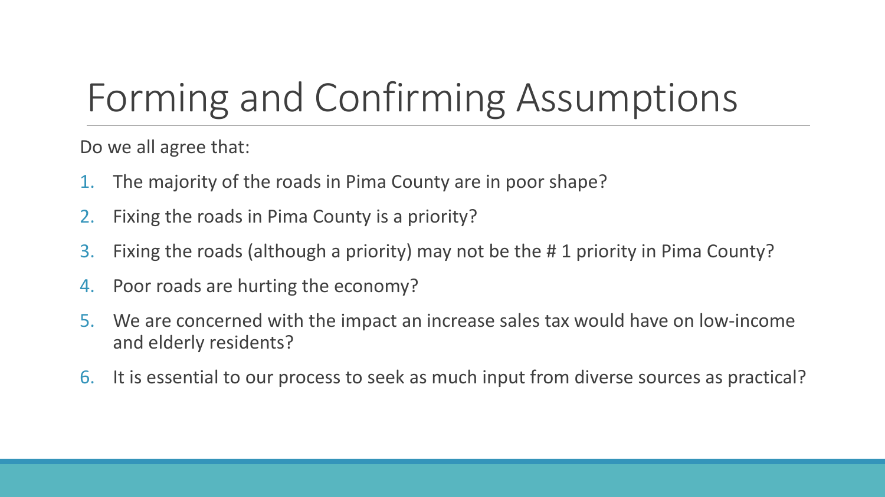# Forming and Confirming Assumptions

Do we all agree that:

1. The majority of the roads in Pima County are in poor shape?
2. Fixing the roads in Pima County is a priority?
3. Fixing the roads (although a priority) may not be the # 1 priority in Pima County?
4. Poor roads are hurting the economy?
5. We are concerned with the impact an increase sales tax would have on low-income and elderly residents?
6. It is essential to our process to seek as much input from diverse sources as practical?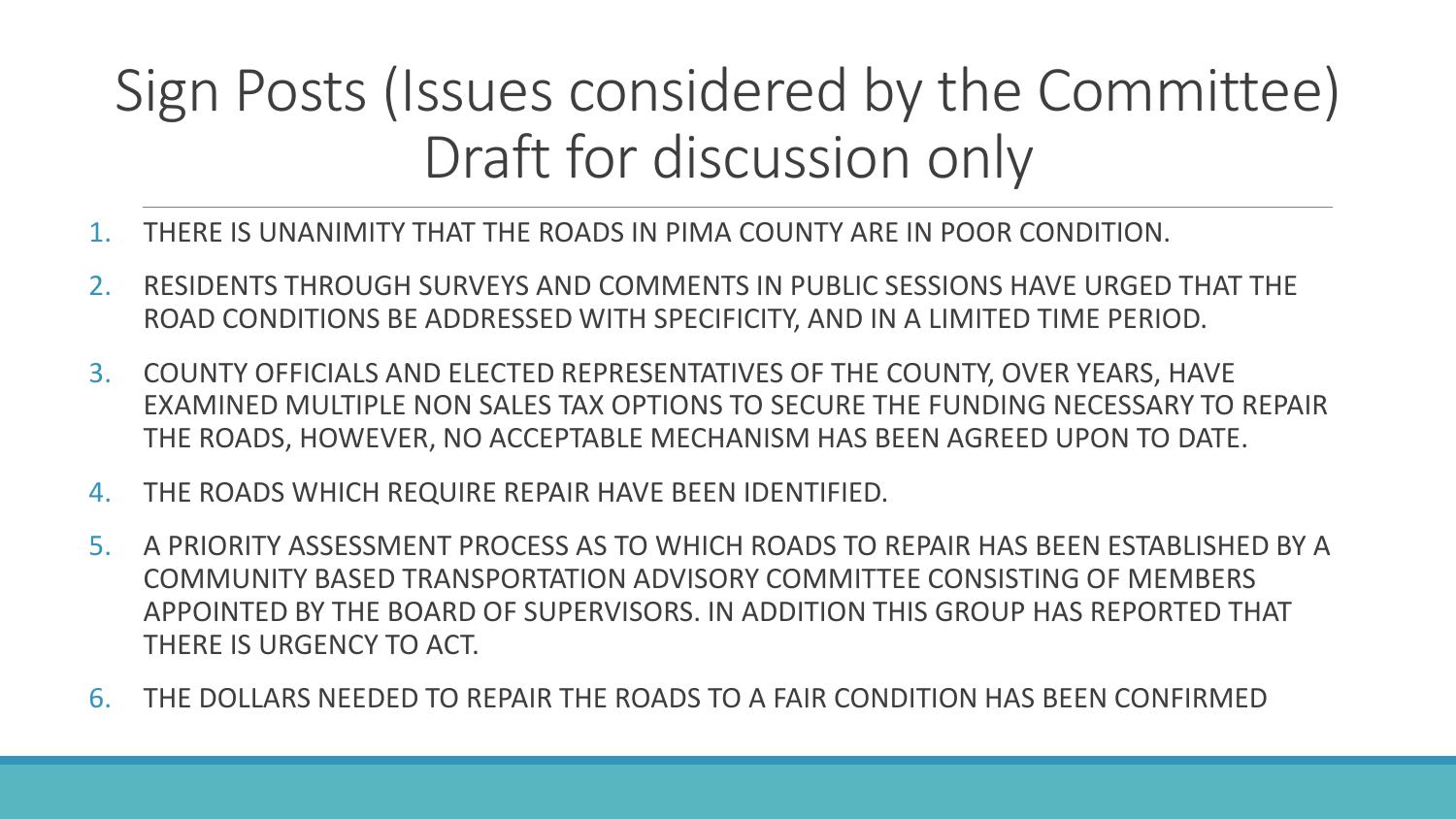# Sign Posts (Issues considered by the Committee) Draft for discussion only

1. THERE IS UNANIMITY THAT THE ROADS IN PIMA COUNTY ARE IN POOR CONDITION.
2. RESIDENTS THROUGH SURVEYS AND COMMENTS IN PUBLIC SESSIONS HAVE URGED THAT THE ROAD CONDITIONS BE ADDRESSED WITH SPECIFICITY, AND IN A LIMITED TIME PERIOD.
3. COUNTY OFFICIALS AND ELECTED REPRESENTATIVES OF THE COUNTY, OVER YEARS, HAVE EXAMINED MULTIPLE NON SALES TAX OPTIONS TO SECURE THE FUNDING NECESSARY TO REPAIR THE ROADS, HOWEVER, NO ACCEPTABLE MECHANISM HAS BEEN AGREED UPON TO DATE.
4. THE ROADS WHICH REQUIRE REPAIR HAVE BEEN IDENTIFIED.
5. A PRIORITY ASSESSMENT PROCESS AS TO WHICH ROADS TO REPAIR HAS BEEN ESTABLISHED BY A COMMUNITY BASED TRANSPORTATION ADVISORY COMMITTEE CONSISTING OF MEMBERS APPOINTED BY THE BOARD OF SUPERVISORS. IN ADDITION THIS GROUP HAS REPORTED THAT THERE IS URGENCY TO ACT.
6. THE DOLLARS NEEDED TO REPAIR THE ROADS TO A FAIR CONDITION HAS BEEN CONFIRMED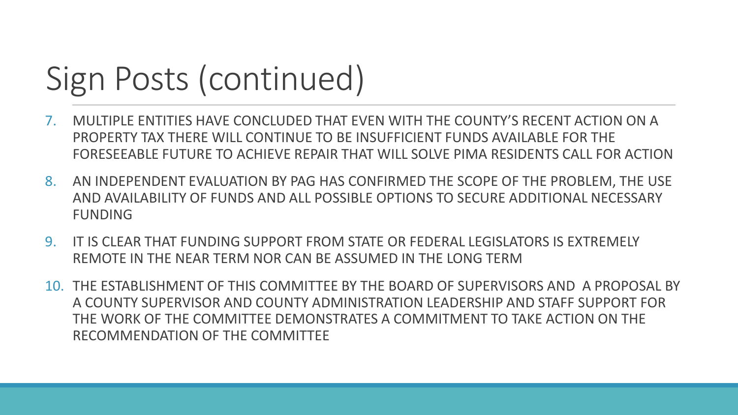# Sign Posts (continued)

7. MULTIPLE ENTITIES HAVE CONCLUDED THAT EVEN WITH THE COUNTY'S RECENT ACTION ON A PROPERTY TAX THERE WILL CONTINUE TO BE INSUFFICIENT FUNDS AVAILABLE FOR THE FORESEEABLE FUTURE TO ACHIEVE REPAIR THAT WILL SOLVE PIMA RESIDENTS CALL FOR ACTION
8. AN INDEPENDENT EVALUATION BY PAG HAS CONFIRMED THE SCOPE OF THE PROBLEM, THE USE AND AVAILABILITY OF FUNDS AND ALL POSSIBLE OPTIONS TO SECURE ADDITIONAL NECESSARY FUNDING
9. IT IS CLEAR THAT FUNDING SUPPORT FROM STATE OR FEDERAL LEGISLATORS IS EXTREMELY REMOTE IN THE NEAR TERM NOR CAN BE ASSUMED IN THE LONG TERM
10. THE ESTABLISHMENT OF THIS COMMITTEE BY THE BOARD OF SUPERVISORS AND A PROPOSAL BY A COUNTY SUPERVISOR AND COUNTY ADMINISTRATION LEADERSHIP AND STAFF SUPPORT FOR THE WORK OF THE COMMITTEE DEMONSTRATES A COMMITMENT TO TAKE ACTION ON THE RECOMMENDATION OF THE COMMITTEE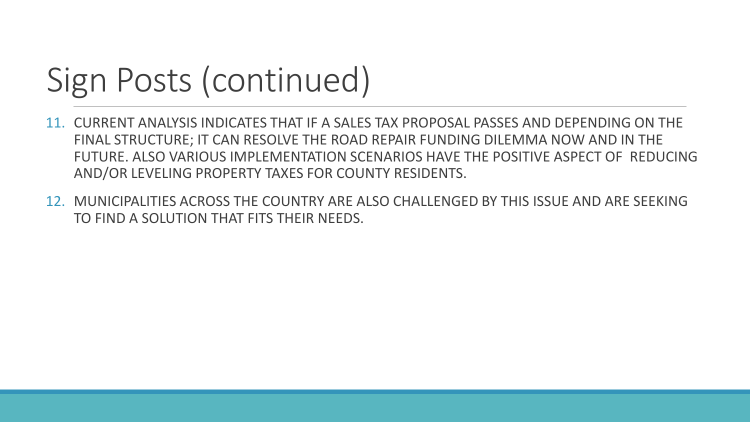# Sign Posts (continued)

11. CURRENT ANALYSIS INDICATES THAT IF A SALES TAX PROPOSAL PASSES AND DEPENDING ON THE FINAL STRUCTURE; IT CAN RESOLVE THE ROAD REPAIR FUNDING DILEMMA NOW AND IN THE FUTURE. ALSO VARIOUS IMPLEMENTATION SCENARIOS HAVE THE POSITIVE ASPECT OF REDUCING AND/OR LEVELING PROPERTY TAXES FOR COUNTY RESIDENTS.
12. MUNICIPALITIES ACROSS THE COUNTRY ARE ALSO CHALLENGED BY THIS ISSUE AND ARE SEEKING TO FIND A SOLUTION THAT FITS THEIR NEEDS.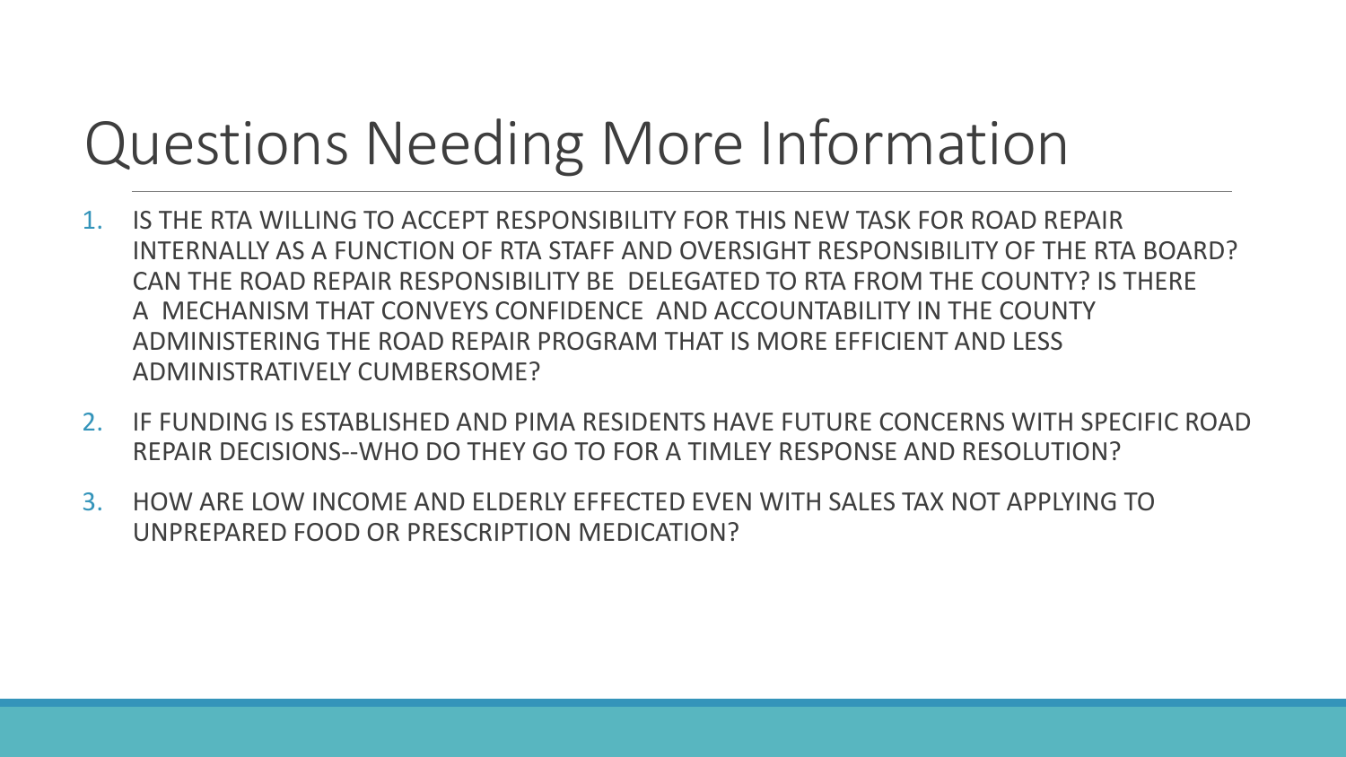# Questions Needing More Information

1. IS THE RTA WILLING TO ACCEPT RESPONSIBILITY FOR THIS NEW TASK FOR ROAD REPAIR INTERNALLY AS A FUNCTION OF RTA STAFF AND OVERSIGHT RESPONSIBILITY OF THE RTA BOARD? CAN THE ROAD REPAIR RESPONSIBILITY BE DELEGATED TO RTA FROM THE COUNTY? IS THERE A MECHANISM THAT CONVEYS CONFIDENCE AND ACCOUNTABILITY IN THE COUNTY ADMINISTERING THE ROAD REPAIR PROGRAM THAT IS MORE EFFICIENT AND LESS ADMINISTRATIVELY CUMBERSOME?
2. IF FUNDING IS ESTABLISHED AND PIMA RESIDENTS HAVE FUTURE CONCERNS WITH SPECIFIC ROAD REPAIR DECISIONS--WHO DO THEY GO TO FOR A TIMLEY RESPONSE AND RESOLUTION?
3. HOW ARE LOW INCOME AND ELDERLY EFFECTED EVEN WITH SALES TAX NOT APPLYING TO UNPREPARED FOOD OR PRESCRIPTION MEDICATION?